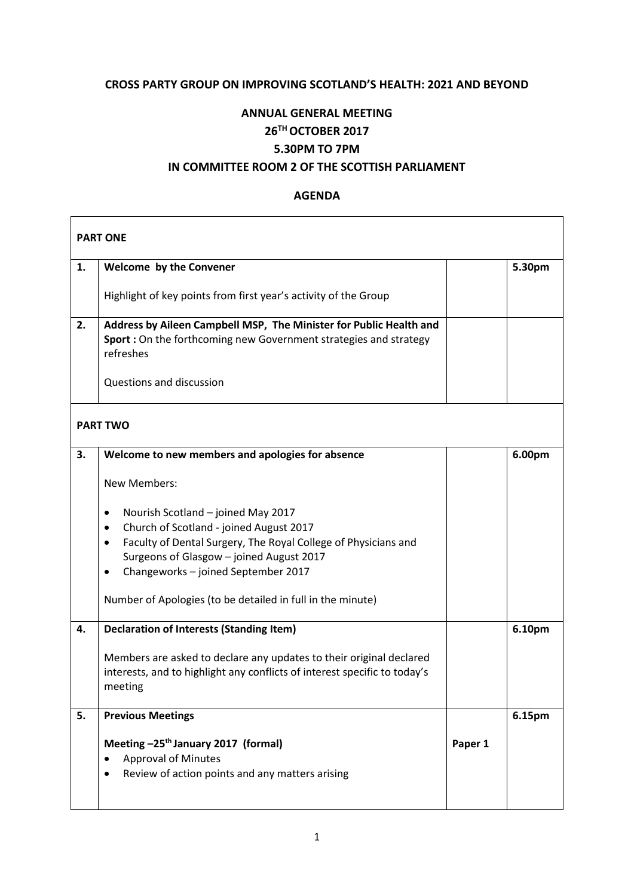**CROSS PARTY GROUP ON IMPROVING SCOTLAND'S HEALTH: 2021 AND BEYOND**

**ANNUAL GENERAL MEETING**
**26TH OCTOBER 2017**
**5.30PM TO 7PM**
**IN COMMITTEE ROOM 2 OF THE SCOTTISH PARLIAMENT**

**AGENDA**

| **PART ONE** | | | |
|---|---|---|---|
| **1.** | **Welcome by the Convener**<br><br>Highlight of key points from first year's activity of the Group | | **5.30pm** |
| **2.** | **Address by Aileen Campbell MSP, The Minister for Public Health and Sport :** On the forthcoming new Government strategies and strategy refreshes<br><br>Questions and discussion | | |
| **PART TWO** | | | |
| **3.** | **Welcome to new members and apologies for absence**<br><br>New Members:<br><br>• Nourish Scotland – joined May 2017<br>• Church of Scotland - joined August 2017<br>• Faculty of Dental Surgery, The Royal College of Physicians and Surgeons of Glasgow – joined August 2017<br>• Changeworks – joined September 2017<br><br>Number of Apologies (to be detailed in full in the minute) | | **6.00pm** |
| **4.** | **Declaration of Interests (Standing Item)**<br><br>Members are asked to declare any updates to their original declared interests, and to highlight any conflicts of interest specific to today's meeting | | **6.10pm** |
| **5.** | **Previous Meetings**<br><br>**Meeting –25th January 2017 (formal)**<br>• Approval of Minutes<br>• Review of action points and any matters arising | **Paper 1** | **6.15pm** |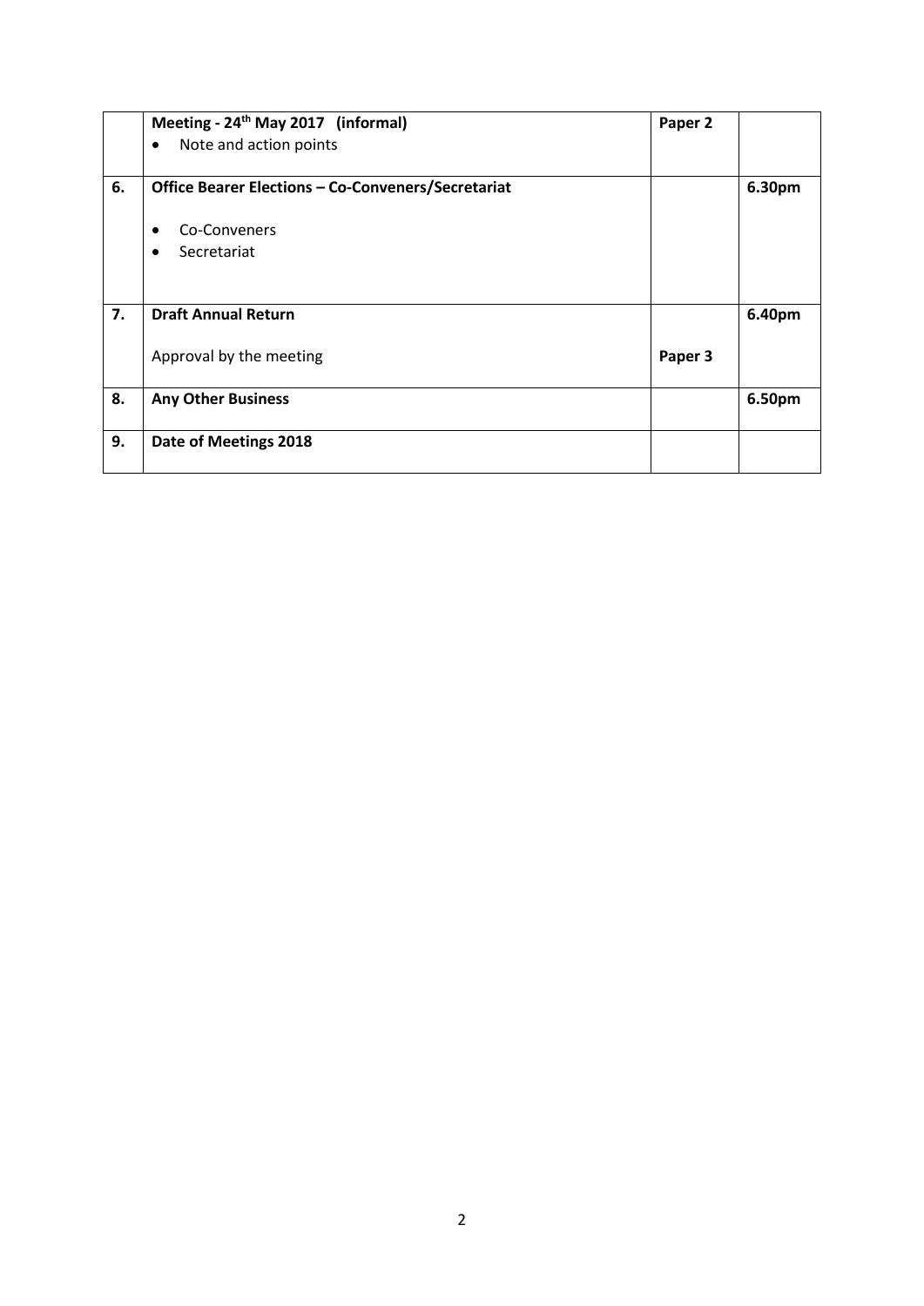| | | | |
|---|---|---|---|
| | **Meeting - 24th May 2017 (informal)**<br>• Note and action points | **Paper 2** | |
| **6.** | **Office Bearer Elections – Co-Conveners/Secretariat**<br>• Co-Conveners<br>• Secretariat | | **6.30pm** |
| **7.** | **Draft Annual Return**<br>Approval by the meeting | **Paper 3** | **6.40pm** |
| **8.** | **Any Other Business** | | **6.50pm** |
| **9.** | **Date of Meetings 2018** | | |